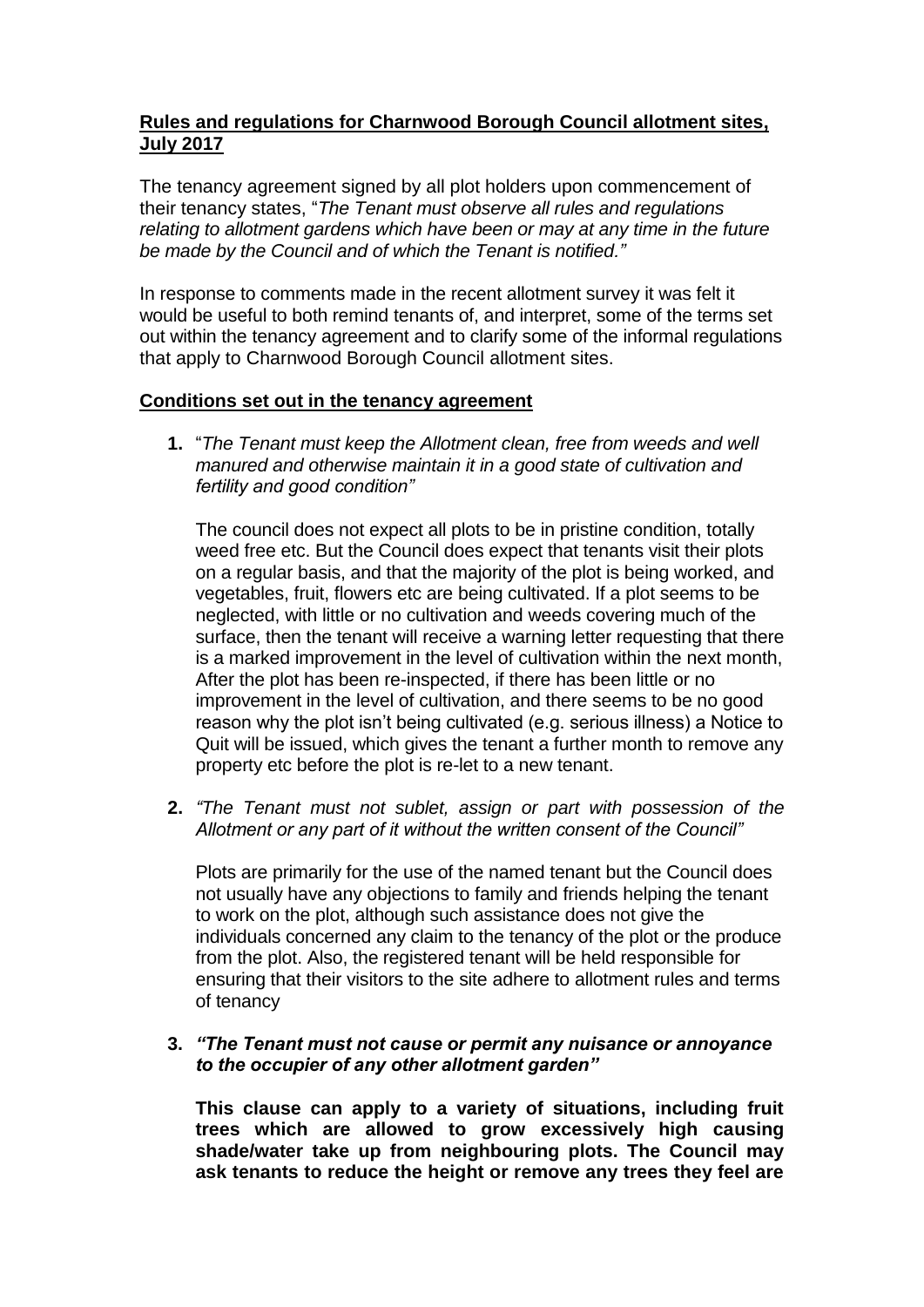**<u>Rules and regulations for Charnwood Borough Council allotment sites, July 2017</u>**

The tenancy agreement signed by all plot holders upon commencement of their tenancy states, "*The Tenant must observe all rules and regulations relating to allotment gardens which have been or may at any time in the future be made by the Council and of which the Tenant is notified.*"

In response to comments made in the recent allotment survey it was felt it would be useful to both remind tenants of, and interpret, some of the terms set out within the tenancy agreement and to clarify some of the informal regulations that apply to Charnwood Borough Council allotment sites.

**<u>Conditions set out in the tenancy agreement</u>**

1. "*The Tenant must keep the Allotment clean, free from weeds and well manured and otherwise maintain it in a good state of cultivation and fertility and good condition"*

   The council does not expect all plots to be in pristine condition, totally weed free etc. But the Council does expect that tenants visit their plots on a regular basis, and that the majority of the plot is being worked, and vegetables, fruit, flowers etc are being cultivated. If a plot seems to be neglected, with little or no cultivation and weeds covering much of the surface, then the tenant will receive a warning letter requesting that there is a marked improvement in the level of cultivation within the next month, After the plot has been re-inspected, if there has been little or no improvement in the level of cultivation, and there seems to be no good reason why the plot isn't being cultivated (e.g. serious illness) a Notice to Quit will be issued, which gives the tenant a further month to remove any property etc before the plot is re-let to a new tenant.

2. *"The Tenant must not sublet, assign or part with possession of the Allotment or any part of it without the written consent of the Council"*

   Plots are primarily for the use of the named tenant but the Council does not usually have any objections to family and friends helping the tenant to work on the plot, although such assistance does not give the individuals concerned any claim to the tenancy of the plot or the produce from the plot. Also, the registered tenant will be held responsible for ensuring that their visitors to the site adhere to allotment rules and terms of tenancy

3. ***"The Tenant must not cause or permit any nuisance or annoyance to the occupier of any other allotment garden"***

   **This clause can apply to a variety of situations, including fruit trees which are allowed to grow excessively high causing shade/water take up from neighbouring plots. The Council may ask tenants to reduce the height or remove any trees they feel are**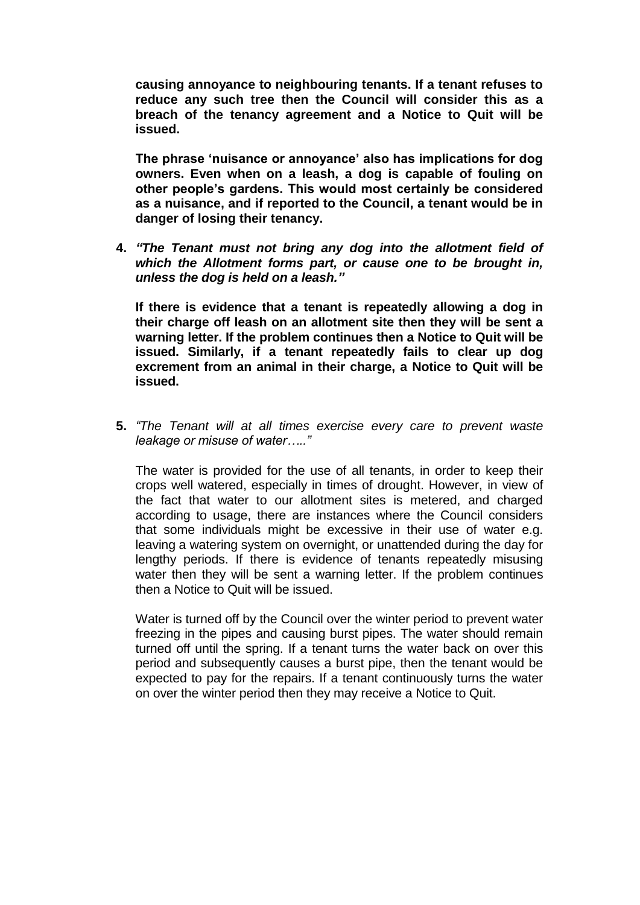**causing annoyance to neighbouring tenants. If a tenant refuses to reduce any such tree then the Council will consider this as a breach of the tenancy agreement and a Notice to Quit will be issued.**

**The phrase 'nuisance or annoyance' also has implications for dog owners. Even when on a leash, a dog is capable of fouling on other people's gardens. This would most certainly be considered as a nuisance, and if reported to the Council, a tenant would be in danger of losing their tenancy.**

4. ***"The Tenant must not bring any dog into the allotment field of which the Allotment forms part, or cause one to be brought in, unless the dog is held on a leash."***

   **If there is evidence that a tenant is repeatedly allowing a dog in their charge off leash on an allotment site then they will be sent a warning letter. If the problem continues then a Notice to Quit will be issued. Similarly, if a tenant repeatedly fails to clear up dog excrement from an animal in their charge, a Notice to Quit will be issued.**

5. *"The Tenant will at all times exercise every care to prevent waste leakage or misuse of water….."*

   The water is provided for the use of all tenants, in order to keep their crops well watered, especially in times of drought. However, in view of the fact that water to our allotment sites is metered, and charged according to usage, there are instances where the Council considers that some individuals might be excessive in their use of water e.g. leaving a watering system on overnight, or unattended during the day for lengthy periods. If there is evidence of tenants repeatedly misusing water then they will be sent a warning letter. If the problem continues then a Notice to Quit will be issued.

   Water is turned off by the Council over the winter period to prevent water freezing in the pipes and causing burst pipes. The water should remain turned off until the spring. If a tenant turns the water back on over this period and subsequently causes a burst pipe, then the tenant would be expected to pay for the repairs. If a tenant continuously turns the water on over the winter period then they may receive a Notice to Quit.